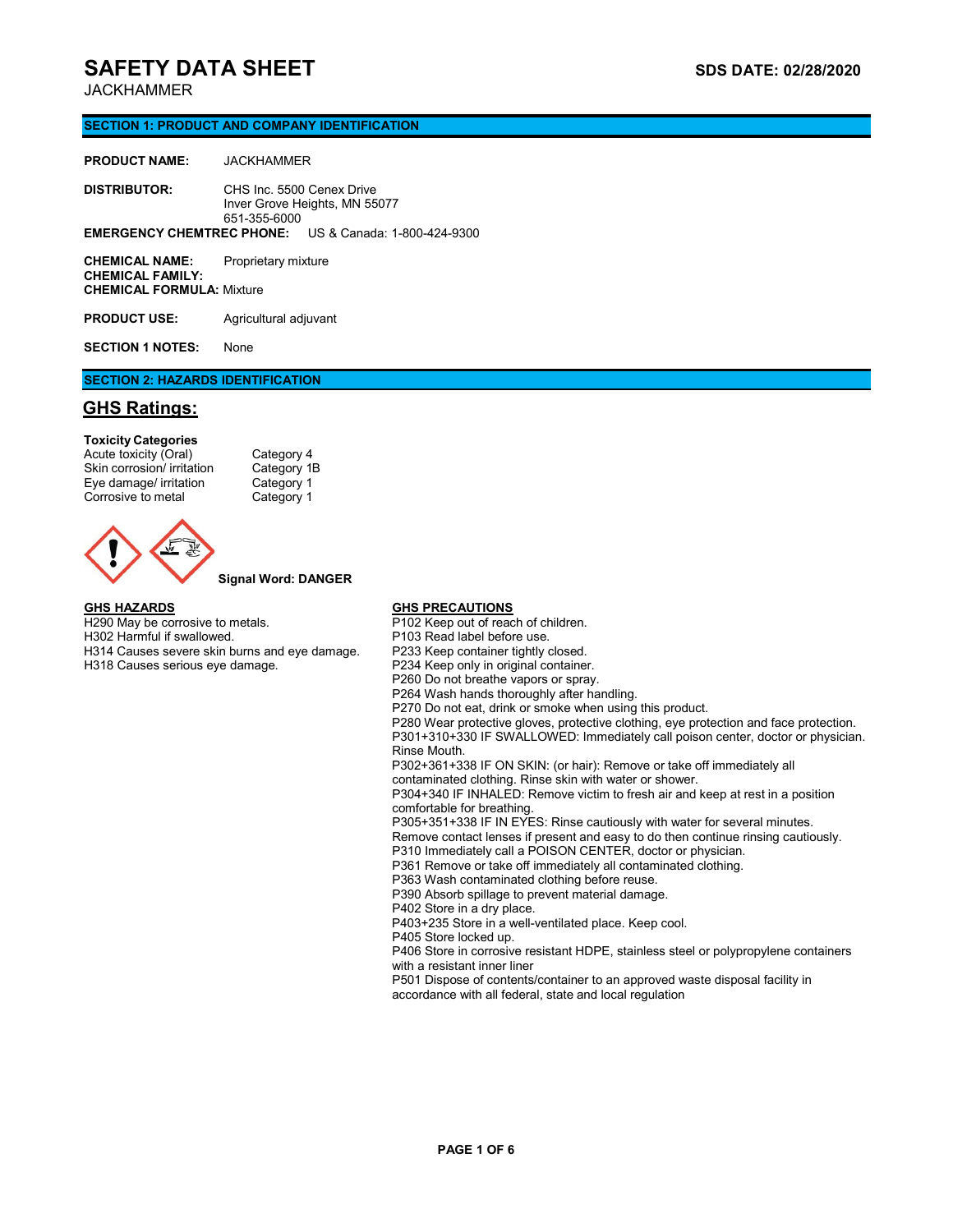# SAFETY DATA SHEET

**SDS DATE: 02/28/2020**

JACKHAMMER

## SECTION 1: PRODUCT AND COMPANY IDENTIFICATION

**PRODUCT NAME:** JACKHAMMER

**DISTRIBUTOR:** CHS Inc. 5500 Cenex Drive
Inver Grove Heights, MN 55077
651-355-6000

**EMERGENCY CHEMTREC PHONE:** US & Canada: 1-800-424-9300

**CHEMICAL NAME:** Proprietary mixture
**CHEMICAL FAMILY:**
**CHEMICAL FORMULA:** Mixture

**PRODUCT USE:** Agricultural adjuvant

**SECTION 1 NOTES:** None

## SECTION 2: HAZARDS IDENTIFICATION

### GHS Ratings:

**Toxicity Categories**

| | |
|---|---|
| Acute toxicity (Oral) | Category 4 |
| Skin corrosion/ irritation | Category 1B |
| Eye damage/ irritation | Category 1 |
| Corrosive to metal | Category 1 |

**Signal Word: DANGER**

**GHS HAZARDS**

H290 May be corrosive to metals.
H302 Harmful if swallowed.
H314 Causes severe skin burns and eye damage.
H318 Causes serious eye damage.

**GHS PRECAUTIONS**

P102 Keep out of reach of children.
P103 Read label before use.
P233 Keep container tightly closed.
P234 Keep only in original container.
P260 Do not breathe vapors or spray.
P264 Wash hands thoroughly after handling.
P270 Do not eat, drink or smoke when using this product.
P280 Wear protective gloves, protective clothing, eye protection and face protection.
P301+310+330 IF SWALLOWED: Immediately call poison center, doctor or physician. Rinse Mouth.
P302+361+338 IF ON SKIN: (or hair): Remove or take off immediately all contaminated clothing. Rinse skin with water or shower.
P304+340 IF INHALED: Remove victim to fresh air and keep at rest in a position comfortable for breathing.
P305+351+338 IF IN EYES: Rinse cautiously with water for several minutes. Remove contact lenses if present and easy to do then continue rinsing cautiously.
P310 Immediately call a POISON CENTER, doctor or physician.
P361 Remove or take off immediately all contaminated clothing.
P363 Wash contaminated clothing before reuse.
P390 Absorb spillage to prevent material damage.
P402 Store in a dry place.
P403+235 Store in a well-ventilated place. Keep cool.
P405 Store locked up.
P406 Store in corrosive resistant HDPE, stainless steel or polypropylene containers with a resistant inner liner
P501 Dispose of contents/container to an approved waste disposal facility in accordance with all federal, state and local regulation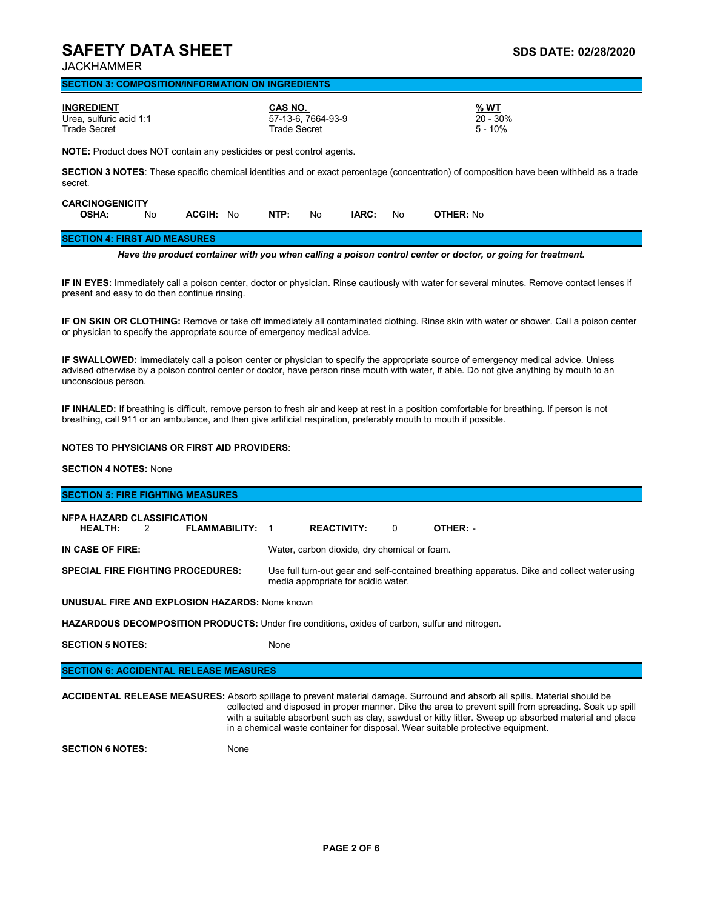## SECTION 3: COMPOSITION/INFORMATION ON INGREDIENTS

| INGREDIENT | CAS NO. | % WT |
|---|---|---|
| Urea, sulfuric acid 1:1 | 57-13-6, 7664-93-9 | 20 - 30% |
| Trade Secret | Trade Secret | 5 - 10% |

**NOTE:** Product does NOT contain any pesticides or pest control agents.

**SECTION 3 NOTES**: These specific chemical identities and or exact percentage (concentration) of composition have been withheld as a trade secret.

**CARCINOGENICITY**

| OSHA: | ACGIH: | NTP: | IARC: | OTHER: |
|---|---|---|---|---|
| No | No | No | No | No |

## SECTION 4: FIRST AID MEASURES

***Have the product container with you when calling a poison control center or doctor, or going for treatment.***

**IF IN EYES:** Immediately call a poison center, doctor or physician. Rinse cautiously with water for several minutes. Remove contact lenses if present and easy to do then continue rinsing.

**IF ON SKIN OR CLOTHING:** Remove or take off immediately all contaminated clothing. Rinse skin with water or shower. Call a poison center or physician to specify the appropriate source of emergency medical advice.

**IF SWALLOWED:** Immediately call a poison center or physician to specify the appropriate source of emergency medical advice. Unless advised otherwise by a poison control center or doctor, have person rinse mouth with water, if able. Do not give anything by mouth to an unconscious person.

**IF INHALED:** If breathing is difficult, remove person to fresh air and keep at rest in a position comfortable for breathing. If person is not breathing, call 911 or an ambulance, and then give artificial respiration, preferably mouth to mouth if possible.

**NOTES TO PHYSICIANS OR FIRST AID PROVIDERS**:

**SECTION 4 NOTES:** None

## SECTION 5: FIRE FIGHTING MEASURES

**NFPA HAZARD CLASSIFICATION**

| HEALTH: | FLAMMABILITY: | REACTIVITY: | OTHER: |
|---|---|---|---|
| 2 | 1 | 0 | - |

**IN CASE OF FIRE:** Water, carbon dioxide, dry chemical or foam.

**SPECIAL FIRE FIGHTING PROCEDURES:** Use full turn-out gear and self-contained breathing apparatus. Dike and collect water using media appropriate for acidic water.

**UNUSUAL FIRE AND EXPLOSION HAZARDS:** None known

**HAZARDOUS DECOMPOSITION PRODUCTS:** Under fire conditions, oxides of carbon, sulfur and nitrogen.

**SECTION 5 NOTES:** None

## SECTION 6: ACCIDENTAL RELEASE MEASURES

**ACCIDENTAL RELEASE MEASURES:** Absorb spillage to prevent material damage. Surround and absorb all spills. Material should be collected and disposed in proper manner. Dike the area to prevent spill from spreading. Soak up spill with a suitable absorbent such as clay, sawdust or kitty litter. Sweep up absorbed material and place in a chemical waste container for disposal. Wear suitable protective equipment.

**SECTION 6 NOTES:** None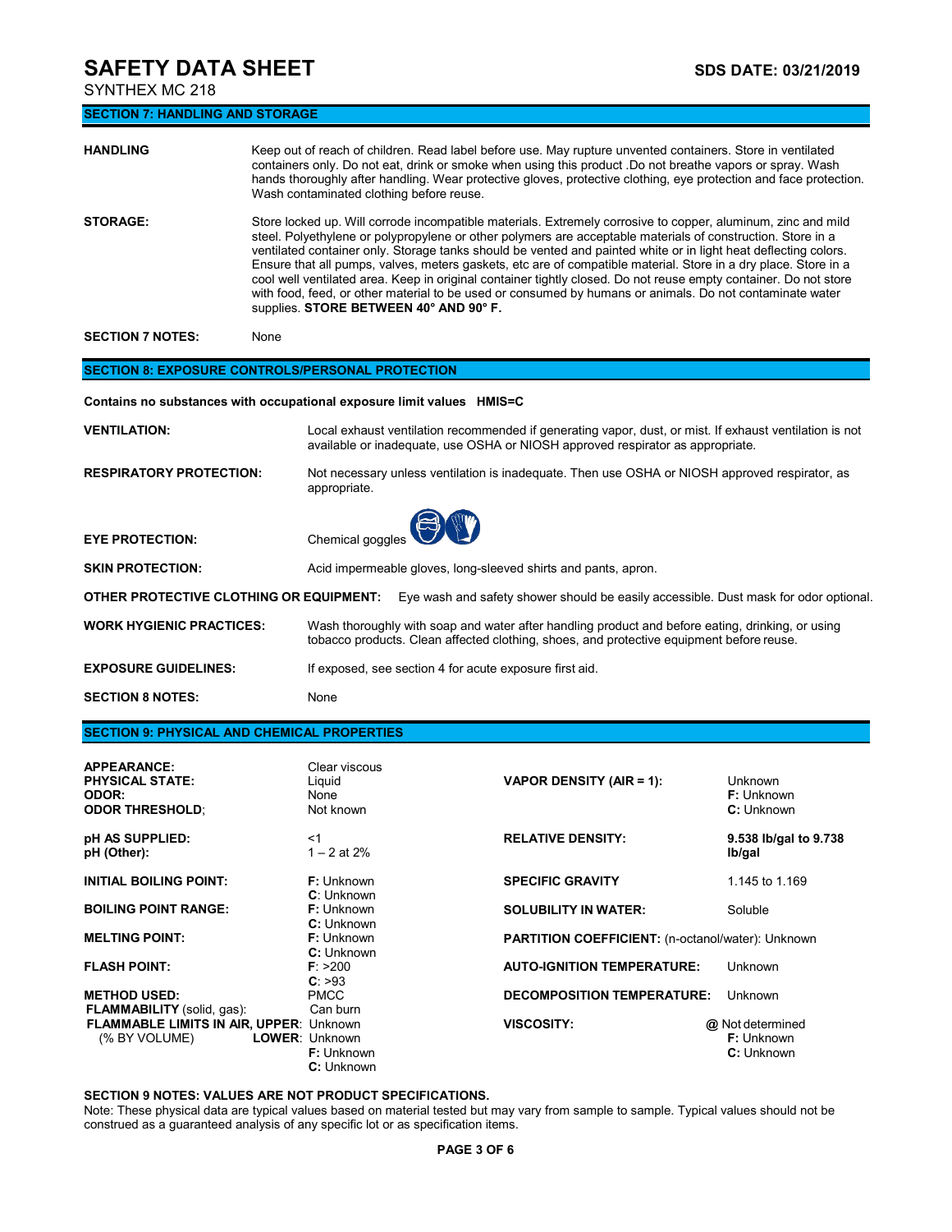# SAFETY DATA SHEET

SYNTHEX MC 218

**SDS DATE: 03/21/2019**

## SECTION 7: HANDLING AND STORAGE

**HANDLING**

Keep out of reach of children. Read label before use. May rupture unvented containers. Store in ventilated containers only. Do not eat, drink or smoke when using this product .Do not breathe vapors or spray. Wash hands thoroughly after handling. Wear protective gloves, protective clothing, eye protection and face protection. Wash contaminated clothing before reuse.

**STORAGE:**

Store locked up. Will corrode incompatible materials. Extremely corrosive to copper, aluminum, zinc and mild steel. Polyethylene or polypropylene or other polymers are acceptable materials of construction. Store in a ventilated container only. Storage tanks should be vented and painted white or in light heat deflecting colors. Ensure that all pumps, valves, meters gaskets, etc are of compatible material. Store in a dry place. Store in a cool well ventilated area. Keep in original container tightly closed. Do not reuse empty container. Do not store with food, feed, or other material to be used or consumed by humans or animals. Do not contaminate water supplies. **STORE BETWEEN 40° AND 90° F.**

**SECTION 7 NOTES:** None

## SECTION 8: EXPOSURE CONTROLS/PERSONAL PROTECTION

**Contains no substances with occupational exposure limit values HMIS=C**

**VENTILATION:** Local exhaust ventilation recommended if generating vapor, dust, or mist. If exhaust ventilation is not available or inadequate, use OSHA or NIOSH approved respirator as appropriate.

**RESPIRATORY PROTECTION:** Not necessary unless ventilation is inadequate. Then use OSHA or NIOSH approved respirator, as appropriate.

**EYE PROTECTION:** Chemical goggles

**SKIN PROTECTION:** Acid impermeable gloves, long-sleeved shirts and pants, apron.

**OTHER PROTECTIVE CLOTHING OR EQUIPMENT:** Eye wash and safety shower should be easily accessible. Dust mask for odor optional.

**WORK HYGIENIC PRACTICES:** Wash thoroughly with soap and water after handling product and before eating, drinking, or using tobacco products. Clean affected clothing, shoes, and protective equipment before reuse.

**EXPOSURE GUIDELINES:** If exposed, see section 4 for acute exposure first aid.

**SECTION 8 NOTES:** None

## SECTION 9: PHYSICAL AND CHEMICAL PROPERTIES

| Property | Value |
|---|---|
| **APPEARANCE:** | Clear viscous |
| **PHYSICAL STATE:** | Liquid |
| **ODOR:** | None |
| **ODOR THRESHOLD**; | Not known |
| **pH AS SUPPLIED:** | <1 |
| **pH (Other):** | 1 – 2 at 2% |
| **INITIAL BOILING POINT:** | **F:** Unknown **C**: Unknown |
| **BOILING POINT RANGE:** | **F:** Unknown **C:** Unknown |
| **MELTING POINT:** | **F:** Unknown **C:** Unknown |
| **FLASH POINT:** | **F**: >200 **C**: >93 |
| **METHOD USED:** | PMCC |
| **FLAMMABILITY** (solid, gas): | Can burn |
| **FLAMMABLE LIMITS IN AIR, UPPER** (% BY VOLUME) | Unknown |
| **LOWER** | Unknown **F:** Unknown **C:** Unknown |
| **VAPOR DENSITY (AIR = 1):** | Unknown **F:** Unknown **C:** Unknown |
| **RELATIVE DENSITY:** | **9.538 lb/gal to 9.738 lb/gal** |
| **SPECIFIC GRAVITY** | 1.145 to 1.169 |
| **SOLUBILITY IN WATER:** | Soluble |
| **PARTITION COEFFICIENT:** (n-octanol/water): | Unknown |
| **AUTO-IGNITION TEMPERATURE:** | Unknown |
| **DECOMPOSITION TEMPERATURE:** | Unknown |
| **VISCOSITY:** | @ Not determined **F:** Unknown **C:** Unknown |

**SECTION 9 NOTES: VALUES ARE NOT PRODUCT SPECIFICATIONS.**

Note: These physical data are typical values based on material tested but may vary from sample to sample. Typical values should not be construed as a guaranteed analysis of any specific lot or as specification items.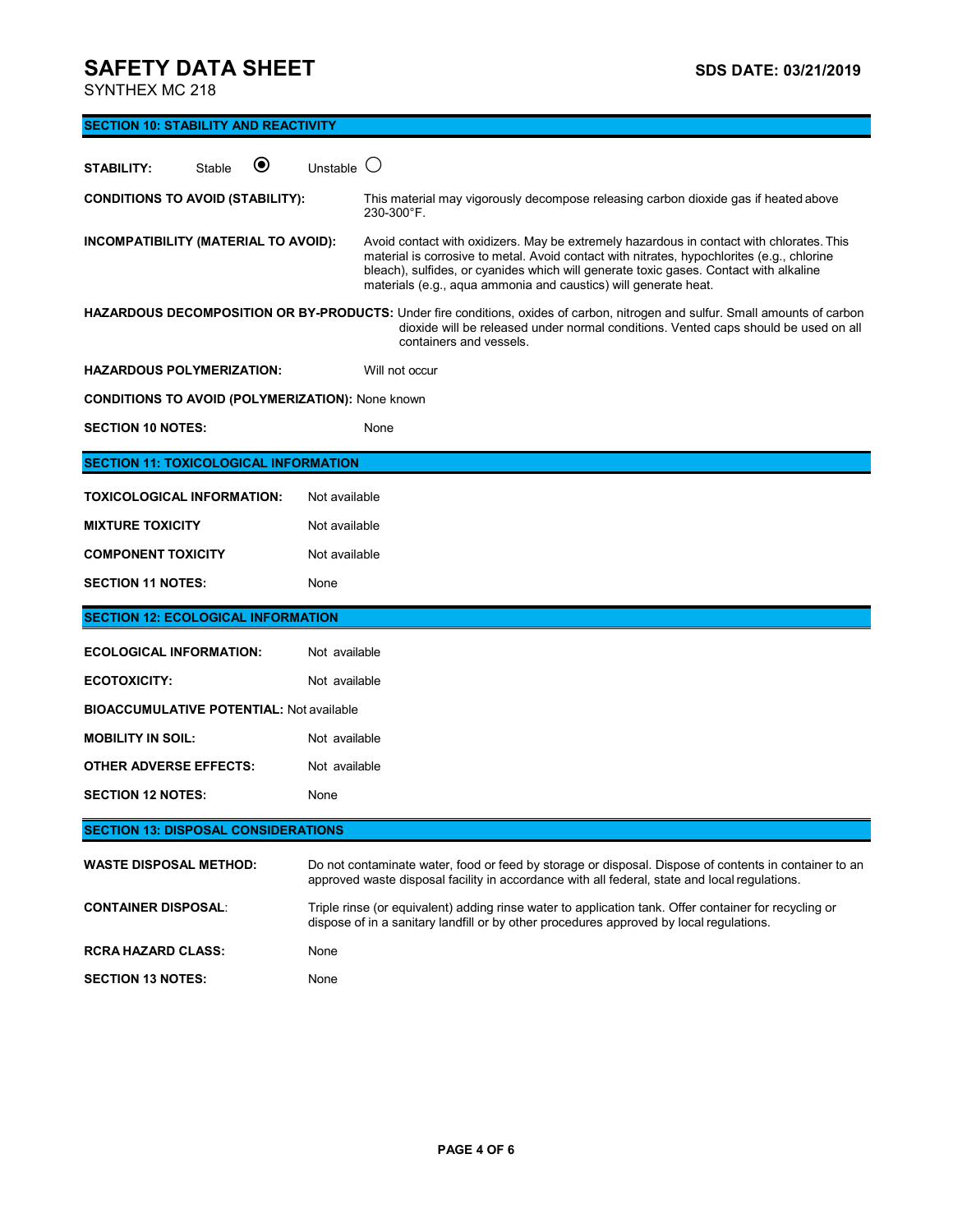# SAFETY DATA SHEET

SYNTHEX MC 218

**SDS DATE: 03/21/2019**

## SECTION 10: STABILITY AND REACTIVITY

**STABILITY:** Stable ⦿ Unstable ○

**CONDITIONS TO AVOID (STABILITY):** This material may vigorously decompose releasing carbon dioxide gas if heated above 230-300°F.

**INCOMPATIBILITY (MATERIAL TO AVOID):** Avoid contact with oxidizers. May be extremely hazardous in contact with chlorates. This material is corrosive to metal. Avoid contact with nitrates, hypochlorites (e.g., chlorine bleach), sulfides, or cyanides which will generate toxic gases. Contact with alkaline materials (e.g., aqua ammonia and caustics) will generate heat.

**HAZARDOUS DECOMPOSITION OR BY-PRODUCTS:** Under fire conditions, oxides of carbon, nitrogen and sulfur. Small amounts of carbon dioxide will be released under normal conditions. Vented caps should be used on all containers and vessels.

**HAZARDOUS POLYMERIZATION:** Will not occur

**CONDITIONS TO AVOID (POLYMERIZATION):** None known

**SECTION 10 NOTES:** None

## SECTION 11: TOXICOLOGICAL INFORMATION

**TOXICOLOGICAL INFORMATION:** Not available

**MIXTURE TOXICITY** Not available

**COMPONENT TOXICITY** Not available

**SECTION 11 NOTES:** None

## SECTION 12: ECOLOGICAL INFORMATION

**ECOLOGICAL INFORMATION:** Not available

**ECOTOXICITY:** Not available

**BIOACCUMULATIVE POTENTIAL:** Not available

**MOBILITY IN SOIL:** Not available

**OTHER ADVERSE EFFECTS:** Not available

**SECTION 12 NOTES:** None

## SECTION 13: DISPOSAL CONSIDERATIONS

**WASTE DISPOSAL METHOD:** Do not contaminate water, food or feed by storage or disposal. Dispose of contents in container to an approved waste disposal facility in accordance with all federal, state and local regulations.

**CONTAINER DISPOSAL:** Triple rinse (or equivalent) adding rinse water to application tank. Offer container for recycling or dispose of in a sanitary landfill or by other procedures approved by local regulations.

**RCRA HAZARD CLASS:** None

**SECTION 13 NOTES:** None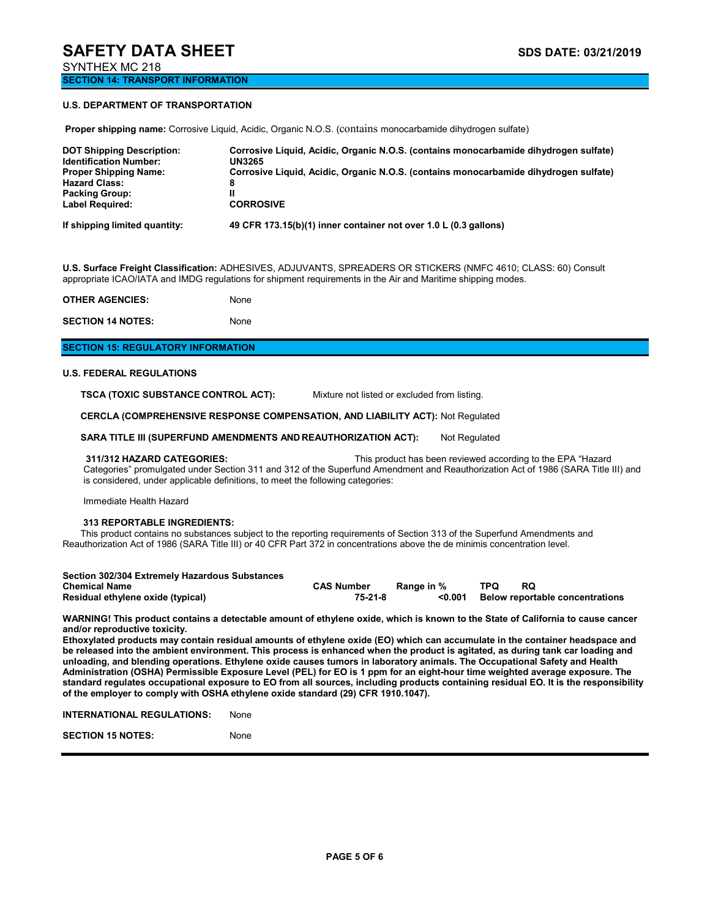## SECTION 14: TRANSPORT INFORMATION

**U.S. DEPARTMENT OF TRANSPORTATION**

**Proper shipping name:** Corrosive Liquid, Acidic, Organic N.O.S. (contains monocarbamide dihydrogen sulfate)

| | |
|---|---|
| **DOT Shipping Description:** | **Corrosive Liquid, Acidic, Organic N.O.S. (contains monocarbamide dihydrogen sulfate)** |
| **Identification Number:** | **UN3265** |
| **Proper Shipping Name:** | **Corrosive Liquid, Acidic, Organic N.O.S. (contains monocarbamide dihydrogen sulfate)** |
| **Hazard Class:** | **8** |
| **Packing Group:** | **II** |
| **Label Required:** | **CORROSIVE** |
| **If shipping limited quantity:** | **49 CFR 173.15(b)(1) inner container not over 1.0 L (0.3 gallons)** |

**U.S. Surface Freight Classification:** ADHESIVES, ADJUVANTS, SPREADERS OR STICKERS (NMFC 4610; CLASS: 60) Consult appropriate ICAO/IATA and IMDG regulations for shipment requirements in the Air and Maritime shipping modes.

**OTHER AGENCIES:** None

**SECTION 14 NOTES:** None

## SECTION 15: REGULATORY INFORMATION

**U.S. FEDERAL REGULATIONS**

**TSCA (TOXIC SUBSTANCE CONTROL ACT):** Mixture not listed or excluded from listing.

**CERCLA (COMPREHENSIVE RESPONSE COMPENSATION, AND LIABILITY ACT):** Not Regulated

**SARA TITLE III (SUPERFUND AMENDMENTS AND REAUTHORIZATION ACT):** Not Regulated

**311/312 HAZARD CATEGORIES:** This product has been reviewed according to the EPA "Hazard Categories" promulgated under Section 311 and 312 of the Superfund Amendment and Reauthorization Act of 1986 (SARA Title III) and is considered, under applicable definitions, to meet the following categories:

Immediate Health Hazard

**313 REPORTABLE INGREDIENTS:**
This product contains no substances subject to the reporting requirements of Section 313 of the Superfund Amendments and Reauthorization Act of 1986 (SARA Title III) or 40 CFR Part 372 in concentrations above the de minimis concentration level.

**Section 302/304 Extremely Hazardous Substances**

| Chemical Name | CAS Number | Range in % | TPQ | RQ |
|---|---|---|---|---|
| **Residual ethylene oxide (typical)** | **75-21-8** | **<0.001** | **Below reportable concentrations** | |

**WARNING! This product contains a detectable amount of ethylene oxide, which is known to the State of California to cause cancer and/or reproductive toxicity.**
**Ethoxylated products may contain residual amounts of ethylene oxide (EO) which can accumulate in the container headspace and be released into the ambient environment. This process is enhanced when the product is agitated, as during tank car loading and unloading, and blending operations. Ethylene oxide causes tumors in laboratory animals. The Occupational Safety and Health Administration (OSHA) Permissible Exposure Level (PEL) for EO is 1 ppm for an eight-hour time weighted average exposure. The standard regulates occupational exposure to EO from all sources, including products containing residual EO. It is the responsibility of the employer to comply with OSHA ethylene oxide standard (29) CFR 1910.1047).**

**INTERNATIONAL REGULATIONS:** None

**SECTION 15 NOTES:** None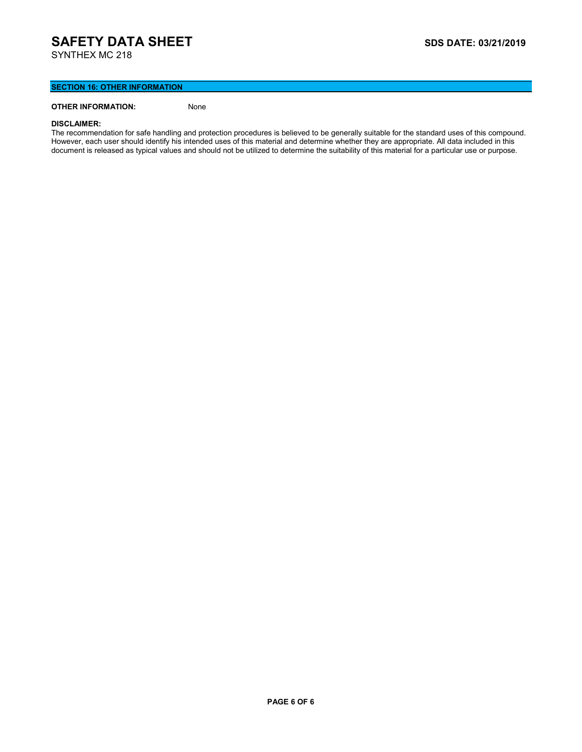## SECTION 16: OTHER INFORMATION

**OTHER INFORMATION:** None

**DISCLAIMER:**

The recommendation for safe handling and protection procedures is believed to be generally suitable for the standard uses of this compound. However, each user should identify his intended uses of this material and determine whether they are appropriate. All data included in this document is released as typical values and should not be utilized to determine the suitability of this material for a particular use or purpose.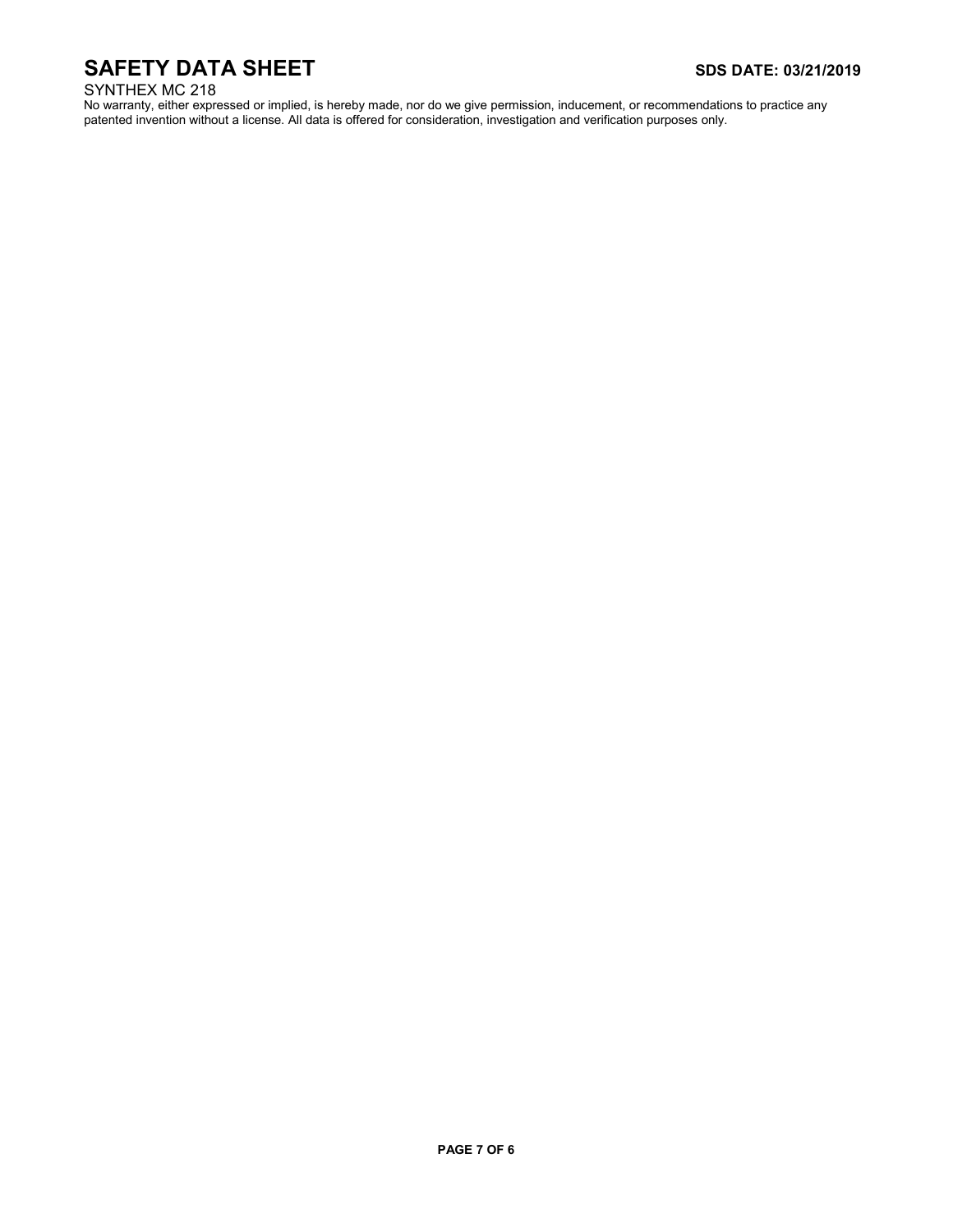No warranty, either expressed or implied, is hereby made, nor do we give permission, inducement, or recommendations to practice any patented invention without a license. All data is offered for consideration, investigation and verification purposes only.